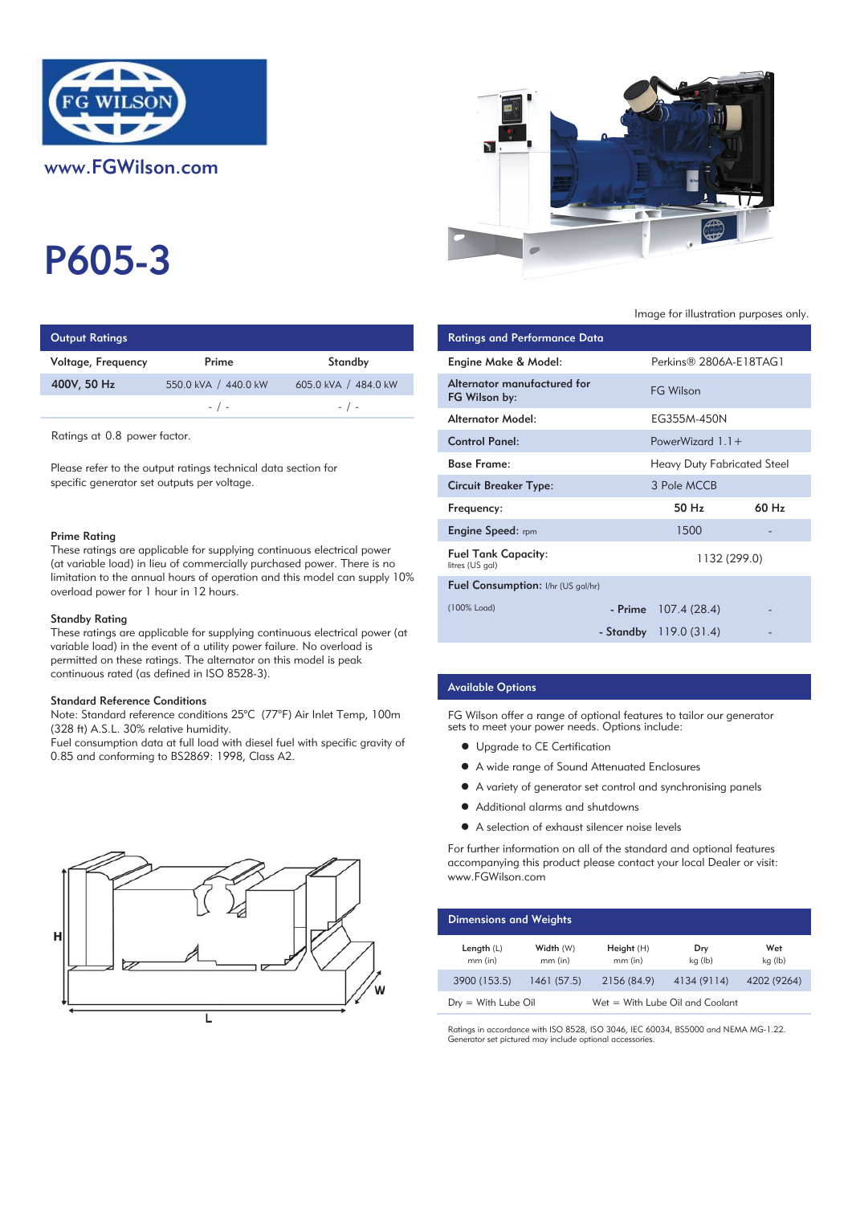www.FGWilson.com

# P605-3

Image for illustration purposes only.

## Output Ratings

| Voltage, Frequency | Prime | Standby |
|---|---|---|
| 400V, 50 Hz | 550.0 kVA / 440.0 kW | 605.0 kVA / 484.0 kW |
| | - / - | - / - |

Ratings at 0.8 power factor.

Please refer to the output ratings technical data section for specific generator set outputs per voltage.

### Prime Rating

These ratings are applicable for supplying continuous electrical power (at variable load) in lieu of commercially purchased power. There is no limitation to the annual hours of operation and this model can supply 10% overload power for 1 hour in 12 hours.

### Standby Rating

These ratings are applicable for supplying continuous electrical power (at variable load) in the event of a utility power failure. No overload is permitted on these ratings. The alternator on this model is peak continuous rated (as defined in ISO 8528-3).

### Standard Reference Conditions

Note: Standard reference conditions 25°C (77°F) Air Inlet Temp, 100m (328 ft) A.S.L. 30% relative humidity.
Fuel consumption data at full load with diesel fuel with specific gravity of 0.85 and conforming to BS2869: 1998, Class A2.

## Ratings and Performance Data

| | | |
|---|---|---|
| Engine Make & Model: | Perkins® 2806A-E18TAG1 | |
| Alternator manufactured for FG Wilson by: | FG Wilson | |
| Alternator Model: | EG355M-450N | |
| Control Panel: | PowerWizard 1.1+ | |
| Base Frame: | Heavy Duty Fabricated Steel | |
| Circuit Breaker Type: | 3 Pole MCCB | |
| Frequency: | 50 Hz | 60 Hz |
| Engine Speed: rpm | 1500 | - |
| Fuel Tank Capacity: litres (US gal) | 1132 (299.0) | |
| Fuel Consumption: l/hr (US gal/hr) | | |
| (100% Load) - Prime | 107.4 (28.4) | - |
| - Standby | 119.0 (31.4) | - |

## Available Options

FG Wilson offer a range of optional features to tailor our generator sets to meet your power needs. Options include:

- Upgrade to CE Certification
- A wide range of Sound Attenuated Enclosures
- A variety of generator set control and synchronising panels
- Additional alarms and shutdowns
- A selection of exhaust silencer noise levels

For further information on all of the standard and optional features accompanying this product please contact your local Dealer or visit: www.FGWilson.com

## Dimensions and Weights

| Length (L) mm (in) | Width (W) mm (in) | Height (H) mm (in) | Dry kg (lb) | Wet kg (lb) |
|---|---|---|---|---|
| 3900 (153.5) | 1461 (57.5) | 2156 (84.9) | 4134 (9114) | 4202 (9264) |

Dry = With Lube Oil    Wet = With Lube Oil and Coolant

Ratings in accordance with ISO 8528, ISO 3046, IEC 60034, BS5000 and NEMA MG-1.22.
Generator set pictured may include optional accessories.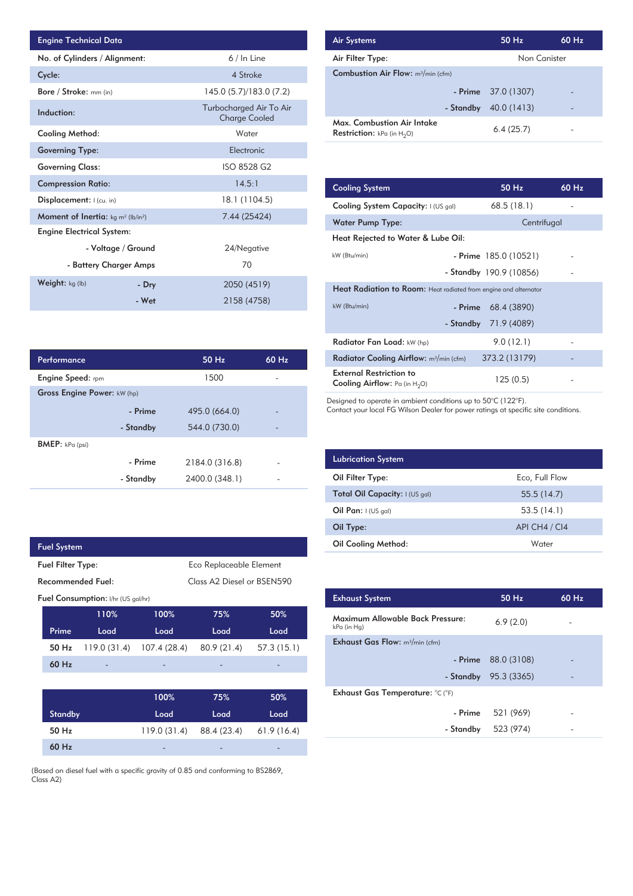| Engine Technical Data | | |
|---|---|---|
| No. of Cylinders / Alignment: | | 6 / In Line |
| Cycle: | | 4 Stroke |
| Bore / Stroke: mm (in) | | 145.0 (5.7)/183.0 (7.2) |
| Induction: | | Turbocharged Air To Air Charge Cooled |
| Cooling Method: | | Water |
| Governing Type: | | Electronic |
| Governing Class: | | ISO 8528 G2 |
| Compression Ratio: | | 14.5:1 |
| Displacement: l (cu. in) | | 18.1 (1104.5) |
| Moment of Inertia: kg m² (lb/in²) | | 7.44 (25424) |
| Engine Electrical System: | | |
| | - Voltage / Ground | 24/Negative |
| | - Battery Charger Amps | 70 |
| Weight: kg (lb) | - Dry | 2050 (4519) |
| | - Wet | 2158 (4758) |

| Performance | | 50 Hz | 60 Hz |
|---|---|---|---|
| Engine Speed: rpm | | 1500 | - |
| Gross Engine Power: kW (hp) | | | |
| | - Prime | 495.0 (664.0) | - |
| | - Standby | 544.0 (730.0) | - |
| BMEP: kPa (psi) | | | |
| | - Prime | 2184.0 (316.8) | - |
| | - Standby | 2400.0 (348.1) | - |

| Fuel System | |
|---|---|
| Fuel Filter Type: | Eco Replaceable Element |
| Recommended Fuel: | Class A2 Diesel or BSEN590 |

Fuel Consumption: l/hr (US gal/hr)

| Prime | 110% Load | 100% Load | 75% Load | 50% Load |
|---|---|---|---|---|
| 50 Hz | 119.0 (31.4) | 107.4 (28.4) | 80.9 (21.4) | 57.3 (15.1) |
| 60 Hz | - | - | - | - |

| Standby | 100% Load | 75% Load | 50% Load |
|---|---|---|---|
| 50 Hz | 119.0 (31.4) | 88.4 (23.4) | 61.9 (16.4) |
| 60 Hz | - | - | - |

(Based on diesel fuel with a specific gravity of 0.85 and conforming to BS2869, Class A2)

| Air Systems | | 50 Hz | 60 Hz |
|---|---|---|---|
| Air Filter Type: | | Non Canister | |
| Combustion Air Flow: m³/min (cfm) | | | |
| | - Prime | 37.0 (1307) | - |
| | - Standby | 40.0 (1413) | - |
| Max. Combustion Air Intake Restriction: kPa (in $H_2O$) | | 6.4 (25.7) | - |

| Cooling System | | 50 Hz | 60 Hz |
|---|---|---|---|
| Cooling System Capacity: l (US gal) | | 68.5 (18.1) | - |
| Water Pump Type: | | Centrifugal | |
| Heat Rejected to Water & Lube Oil: | | | |
| kW (Btu/min) | - Prime | 185.0 (10521) | - |
| | - Standby | 190.9 (10856) | - |
| Heat Radiation to Room: Heat radiated from engine and alternator | | | |
| kW (Btu/min) | - Prime | 68.4 (3890) | - |
| | - Standby | 71.9 (4089) | - |
| Radiator Fan Load: kW (hp) | | 9.0 (12.1) | - |
| Radiator Cooling Airflow: m³/min (cfm) | | 373.2 (13179) | - |
| External Restriction to Cooling Airflow: Pa (in $H_2O$) | | 125 (0.5) | - |

Designed to operate in ambient conditions up to 50°C (122°F).
Contact your local FG Wilson Dealer for power ratings at specific site conditions.

| Lubrication System | |
|---|---|
| Oil Filter Type: | Eco, Full Flow |
| Total Oil Capacity: l (US gal) | 55.5 (14.7) |
| Oil Pan: l (US gal) | 53.5 (14.1) |
| Oil Type: | API CH4 / CI4 |
| Oil Cooling Method: | Water |

| Exhaust System | | 50 Hz | 60 Hz |
|---|---|---|---|
| Maximum Allowable Back Pressure: kPa (in Hg) | | 6.9 (2.0) | - |
| Exhaust Gas Flow: m³/min (cfm) | | | |
| | - Prime | 88.0 (3108) | - |
| | - Standby | 95.3 (3365) | - |
| Exhaust Gas Temperature: °C (°F) | | | |
| | - Prime | 521 (969) | - |
| | - Standby | 523 (974) | - |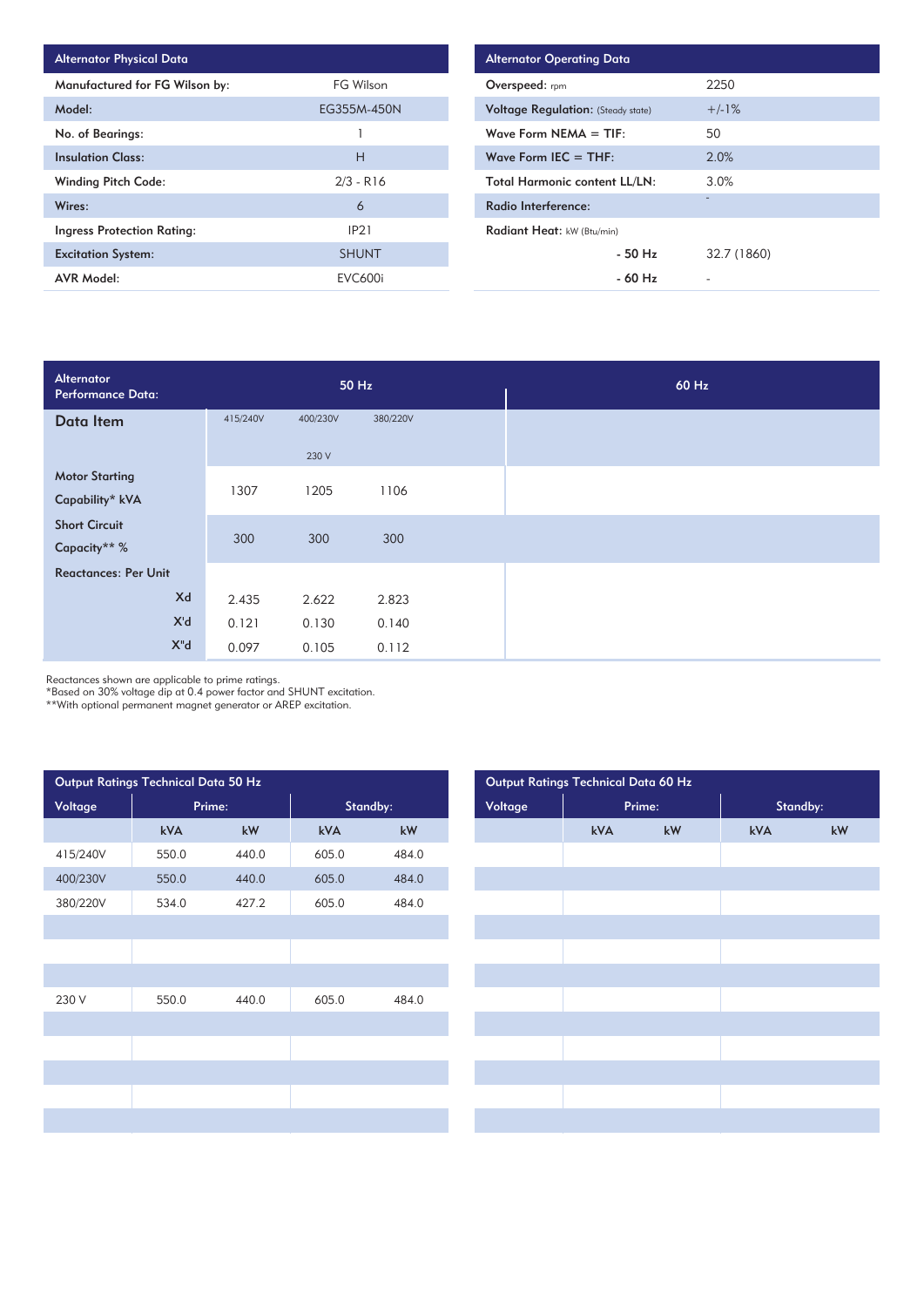| Alternator Physical Data | |
|---|---|
| Manufactured for FG Wilson by: | FG Wilson |
| Model: | EG355M-450N |
| No. of Bearings: | 1 |
| Insulation Class: | H |
| Winding Pitch Code: | 2/3 - R16 |
| Wires: | 6 |
| Ingress Protection Rating: | IP21 |
| Excitation System: | SHUNT |
| AVR Model: | EVC600i |

| Alternator Operating Data | |
|---|---|
| Overspeed: rpm | 2250 |
| Voltage Regulation: (Steady state) | +/-1% |
| Wave Form NEMA = TIF: | 50 |
| Wave Form IEC = THF: | 2.0% |
| Total Harmonic content LL/LN: | 3.0% |
| Radio Interference: | - |
| Radiant Heat: kW (Btu/min) | |
| - 50 Hz | 32.7 (1860) |
| - 60 Hz | - |

| Alternator Performance Data: | 50 Hz | | | 60 Hz |
|---|---|---|---|---|
| Data Item | 415/240V | 400/230V<br>230 V | 380/220V | |
| Motor Starting Capability* kVA | 1307 | 1205 | 1106 | |
| Short Circuit Capacity** % | 300 | 300 | 300 | |
| Reactances: Per Unit | | | | |
| Xd | 2.435 | 2.622 | 2.823 | |
| X'd | 0.121 | 0.130 | 0.140 | |
| X"d | 0.097 | 0.105 | 0.112 | |

Reactances shown are applicable to prime ratings.
*Based on 30% voltage dip at 0.4 power factor and SHUNT excitation.
**With optional permanent magnet generator or AREP excitation.

| Output Ratings Technical Data 50 Hz | | | | |
|---|---|---|---|---|
| Voltage | Prime: | | Standby: | |
| | kVA | kW | kVA | kW |
| 415/240V | 550.0 | 440.0 | 605.0 | 484.0 |
| 400/230V | 550.0 | 440.0 | 605.0 | 484.0 |
| 380/220V | 534.0 | 427.2 | 605.0 | 484.0 |
| | | | | |
| | | | | |
| | | | | |
| 230 V | 550.0 | 440.0 | 605.0 | 484.0 |

| Output Ratings Technical Data 60 Hz | | | | |
|---|---|---|---|---|
| Voltage | Prime: | | Standby: | |
| | kVA | kW | kVA | kW |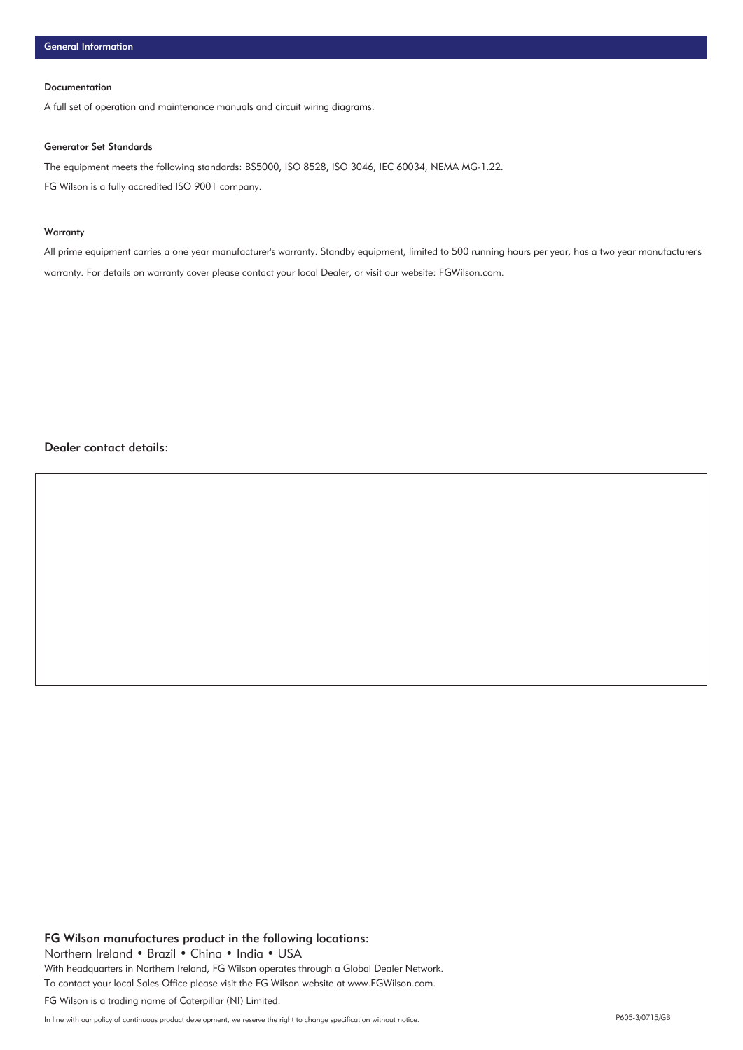## General Information

### Documentation

A full set of operation and maintenance manuals and circuit wiring diagrams.

### Generator Set Standards

The equipment meets the following standards: BS5000, ISO 8528, ISO 3046, IEC 60034, NEMA MG-1.22.

FG Wilson is a fully accredited ISO 9001 company.

### Warranty

All prime equipment carries a one year manufacturer's warranty. Standby equipment, limited to 500 running hours per year, has a two year manufacturer's warranty. For details on warranty cover please contact your local Dealer, or visit our website: FGWilson.com.

### Dealer contact details:

### FG Wilson manufactures product in the following locations:

Northern Ireland • Brazil • China • India • USA

With headquarters in Northern Ireland, FG Wilson operates through a Global Dealer Network.

To contact your local Sales Office please visit the FG Wilson website at www.FGWilson.com.

FG Wilson is a trading name of Caterpillar (NI) Limited.

In line with our policy of continuous product development, we reserve the right to change specification without notice.

P605-3/0715/GB